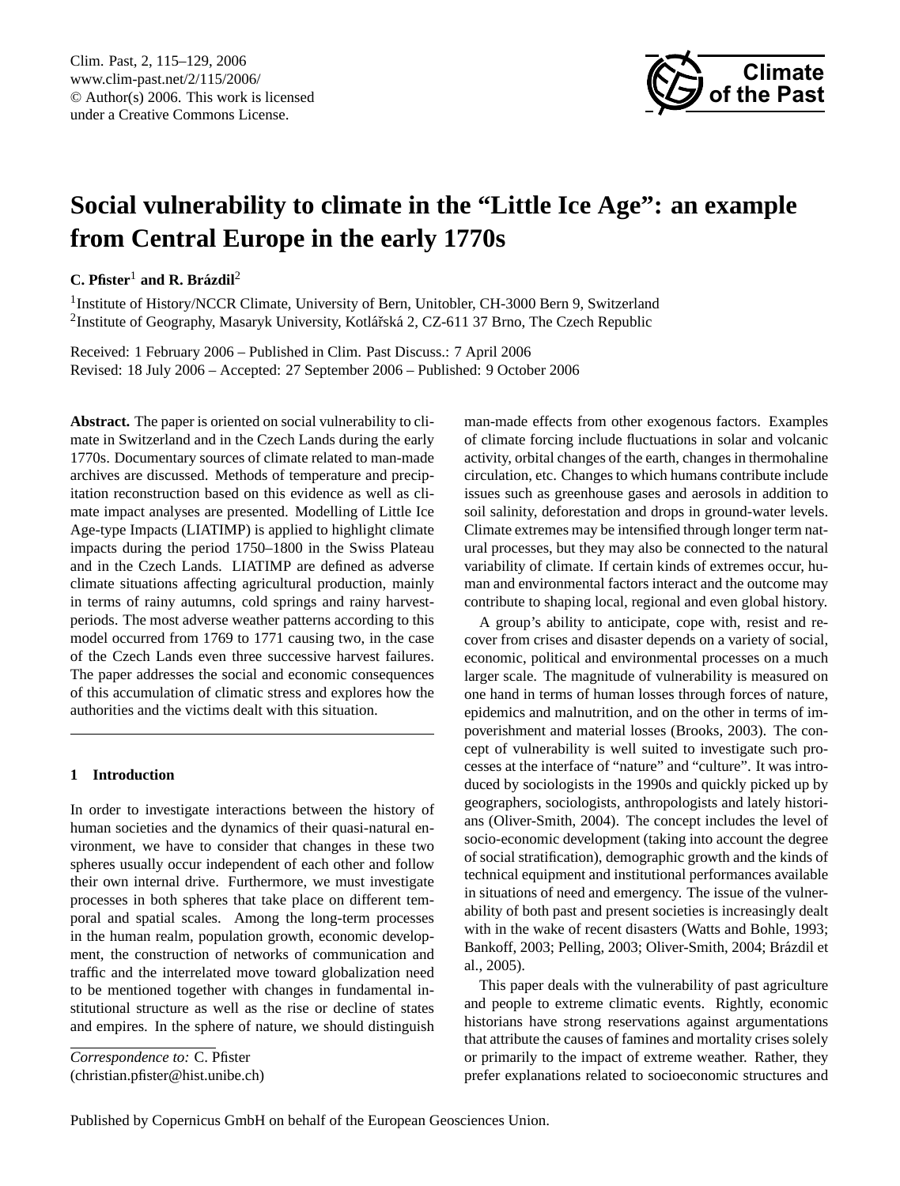# Social vulnerability to climate in the "Little Ice Age": an example from Central Europe in the early 1770s

**C. Pfister**[1] **and R. Brázdil**[2]

[1]Institute of History/NCCR Climate, University of Bern, Unitobler, CH-3000 Bern 9, Switzerland
[2]Institute of Geography, Masaryk University, Kotlářská 2, CZ-611 37 Brno, The Czech Republic

Received: 1 February 2006 – Published in Clim. Past Discuss.: 7 April 2006
Revised: 18 July 2006 – Accepted: 27 September 2006 – Published: 9 October 2006

**Abstract.** The paper is oriented on social vulnerability to climate in Switzerland and in the Czech Lands during the early 1770s. Documentary sources of climate related to man-made archives are discussed. Methods of temperature and precipitation reconstruction based on this evidence as well as climate impact analyses are presented. Modelling of Little Ice Age-type Impacts (LIATIMP) is applied to highlight climate impacts during the period 1750–1800 in the Swiss Plateau and in the Czech Lands. LIATIMP are defined as adverse climate situations affecting agricultural production, mainly in terms of rainy autumns, cold springs and rainy harvest-periods. The most adverse weather patterns according to this model occurred from 1769 to 1771 causing two, in the case of the Czech Lands even three successive harvest failures. The paper addresses the social and economic consequences of this accumulation of climatic stress and explores how the authorities and the victims dealt with this situation.

## 1 Introduction

In order to investigate interactions between the history of human societies and the dynamics of their quasi-natural environment, we have to consider that changes in these two spheres usually occur independent of each other and follow their own internal drive. Furthermore, we must investigate processes in both spheres that take place on different temporal and spatial scales. Among the long-term processes in the human realm, population growth, economic development, the construction of networks of communication and traffic and the interrelated move toward globalization need to be mentioned together with changes in fundamental institutional structure as well as the rise or decline of states and empires. In the sphere of nature, we should distinguish man-made effects from other exogenous factors. Examples of climate forcing include fluctuations in solar and volcanic activity, orbital changes of the earth, changes in thermohaline circulation, etc. Changes to which humans contribute include issues such as greenhouse gases and aerosols in addition to soil salinity, deforestation and drops in ground-water levels. Climate extremes may be intensified through longer term natural processes, but they may also be connected to the natural variability of climate. If certain kinds of extremes occur, human and environmental factors interact and the outcome may contribute to shaping local, regional and even global history.

A group's ability to anticipate, cope with, resist and recover from crises and disaster depends on a variety of social, economic, political and environmental processes on a much larger scale. The magnitude of vulnerability is measured on one hand in terms of human losses through forces of nature, epidemics and malnutrition, and on the other in terms of impoverishment and material losses (Brooks, 2003). The concept of vulnerability is well suited to investigate such processes at the interface of "nature" and "culture". It was introduced by sociologists in the 1990s and quickly picked up by geographers, sociologists, anthropologists and lately historians (Oliver-Smith, 2004). The concept includes the level of socio-economic development (taking into account the degree of social stratification), demographic growth and the kinds of technical equipment and institutional performances available in situations of need and emergency. The issue of the vulnerability of both past and present societies is increasingly dealt with in the wake of recent disasters (Watts and Bohle, 1993; Bankoff, 2003; Pelling, 2003; Oliver-Smith, 2004; Brázdil et al., 2005).

This paper deals with the vulnerability of past agriculture and people to extreme climatic events. Rightly, economic historians have strong reservations against argumentations that attribute the causes of famines and mortality crises solely or primarily to the impact of extreme weather. Rather, they prefer explanations related to socioeconomic structures and

*Correspondence to:* C. Pfister
(christian.pfister@hist.unibe.ch)

Published by Copernicus GmbH on behalf of the European Geosciences Union.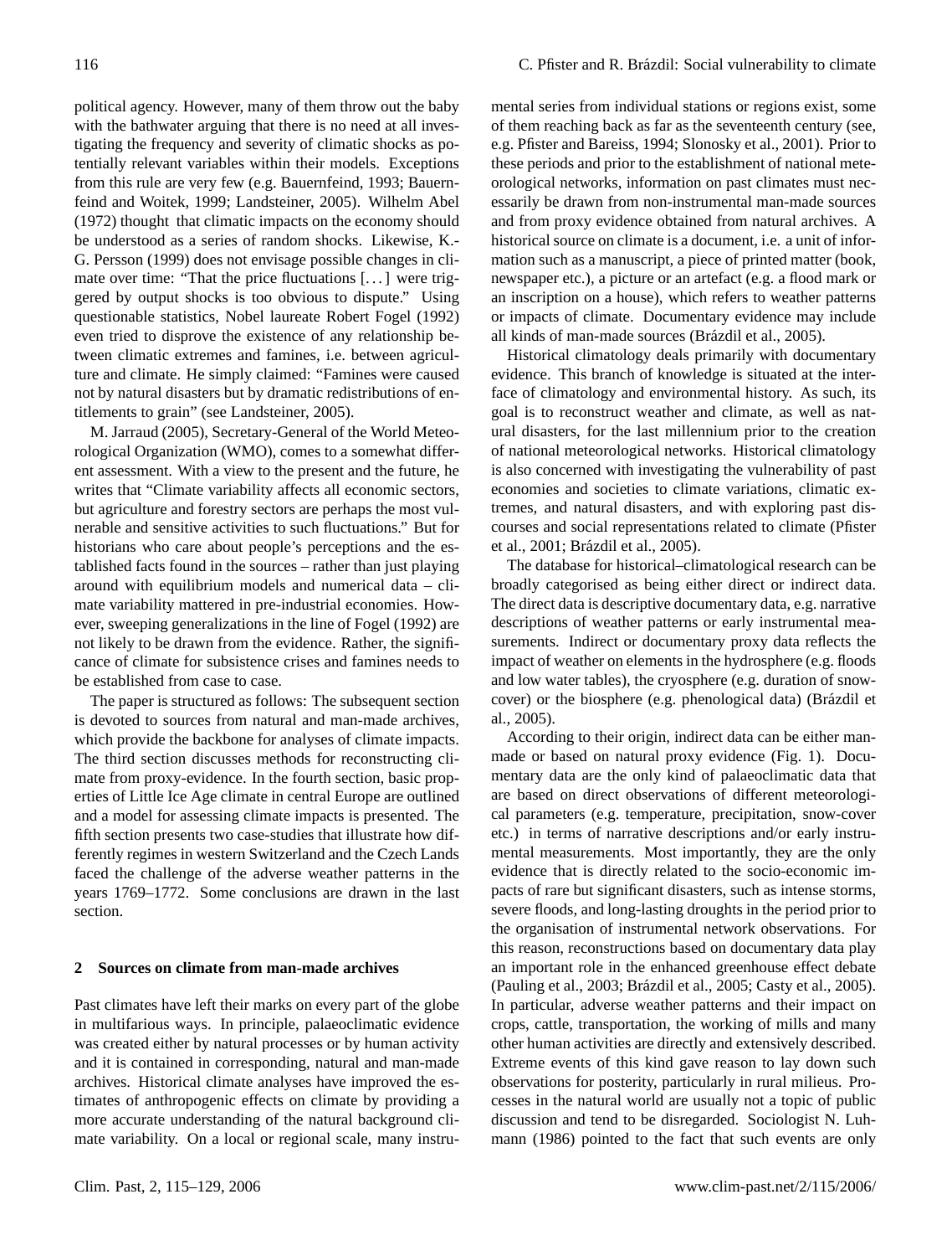political agency. However, many of them throw out the baby with the bathwater arguing that there is no need at all investigating the frequency and severity of climatic shocks as potentially relevant variables within their models. Exceptions from this rule are very few (e.g. Bauernfeind, 1993; Bauernfeind and Woitek, 1999; Landsteiner, 2005). Wilhelm Abel (1972) thought that climatic impacts on the economy should be understood as a series of random shocks. Likewise, K.-G. Persson (1999) does not envisage possible changes in climate over time: "That the price fluctuations [...] were triggered by output shocks is too obvious to dispute." Using questionable statistics, Nobel laureate Robert Fogel (1992) even tried to disprove the existence of any relationship between climatic extremes and famines, i.e. between agriculture and climate. He simply claimed: "Famines were caused not by natural disasters but by dramatic redistributions of entitlements to grain" (see Landsteiner, 2005).

M. Jarraud (2005), Secretary-General of the World Meteorological Organization (WMO), comes to a somewhat different assessment. With a view to the present and the future, he writes that "Climate variability affects all economic sectors, but agriculture and forestry sectors are perhaps the most vulnerable and sensitive activities to such fluctuations." But for historians who care about people's perceptions and the established facts found in the sources – rather than just playing around with equilibrium models and numerical data – climate variability mattered in pre-industrial economies. However, sweeping generalizations in the line of Fogel (1992) are not likely to be drawn from the evidence. Rather, the significance of climate for subsistence crises and famines needs to be established from case to case.

The paper is structured as follows: The subsequent section is devoted to sources from natural and man-made archives, which provide the backbone for analyses of climate impacts. The third section discusses methods for reconstructing climate from proxy-evidence. In the fourth section, basic properties of Little Ice Age climate in central Europe are outlined and a model for assessing climate impacts is presented. The fifth section presents two case-studies that illustrate how differently regimes in western Switzerland and the Czech Lands faced the challenge of the adverse weather patterns in the years 1769–1772. Some conclusions are drawn in the last section.

## 2 Sources on climate from man-made archives

Past climates have left their marks on every part of the globe in multifarious ways. In principle, palaeoclimatic evidence was created either by natural processes or by human activity and it is contained in corresponding, natural and man-made archives. Historical climate analyses have improved the estimates of anthropogenic effects on climate by providing a more accurate understanding of the natural background climate variability. On a local or regional scale, many instrumental series from individual stations or regions exist, some of them reaching back as far as the seventeenth century (see, e.g. Pfister and Bareiss, 1994; Slonosky et al., 2001). Prior to these periods and prior to the establishment of national meteorological networks, information on past climates must necessarily be drawn from non-instrumental man-made sources and from proxy evidence obtained from natural archives. A historical source on climate is a document, i.e. a unit of information such as a manuscript, a piece of printed matter (book, newspaper etc.), a picture or an artefact (e.g. a flood mark or an inscription on a house), which refers to weather patterns or impacts of climate. Documentary evidence may include all kinds of man-made sources (Brázdil et al., 2005).

Historical climatology deals primarily with documentary evidence. This branch of knowledge is situated at the interface of climatology and environmental history. As such, its goal is to reconstruct weather and climate, as well as natural disasters, for the last millennium prior to the creation of national meteorological networks. Historical climatology is also concerned with investigating the vulnerability of past economies and societies to climate variations, climatic extremes, and natural disasters, and with exploring past discourses and social representations related to climate (Pfister et al., 2001; Brázdil et al., 2005).

The database for historical–climatological research can be broadly categorised as being either direct or indirect data. The direct data is descriptive documentary data, e.g. narrative descriptions of weather patterns or early instrumental measurements. Indirect or documentary proxy data reflects the impact of weather on elements in the hydrosphere (e.g. floods and low water tables), the cryosphere (e.g. duration of snowcover) or the biosphere (e.g. phenological data) (Brázdil et al., 2005).

According to their origin, indirect data can be either man-made or based on natural proxy evidence (Fig. 1). Documentary data are the only kind of palaeoclimatic data that are based on direct observations of different meteorological parameters (e.g. temperature, precipitation, snow-cover etc.) in terms of narrative descriptions and/or early instrumental measurements. Most importantly, they are the only evidence that is directly related to the socio-economic impacts of rare but significant disasters, such as intense storms, severe floods, and long-lasting droughts in the period prior to the organisation of instrumental network observations. For this reason, reconstructions based on documentary data play an important role in the enhanced greenhouse effect debate (Pauling et al., 2003; Brázdil et al., 2005; Casty et al., 2005). In particular, adverse weather patterns and their impact on crops, cattle, transportation, the working of mills and many other human activities are directly and extensively described. Extreme events of this kind gave reason to lay down such observations for posterity, particularly in rural milieus. Processes in the natural world are usually not a topic of public discussion and tend to be disregarded. Sociologist N. Luhmann (1986) pointed to the fact that such events are only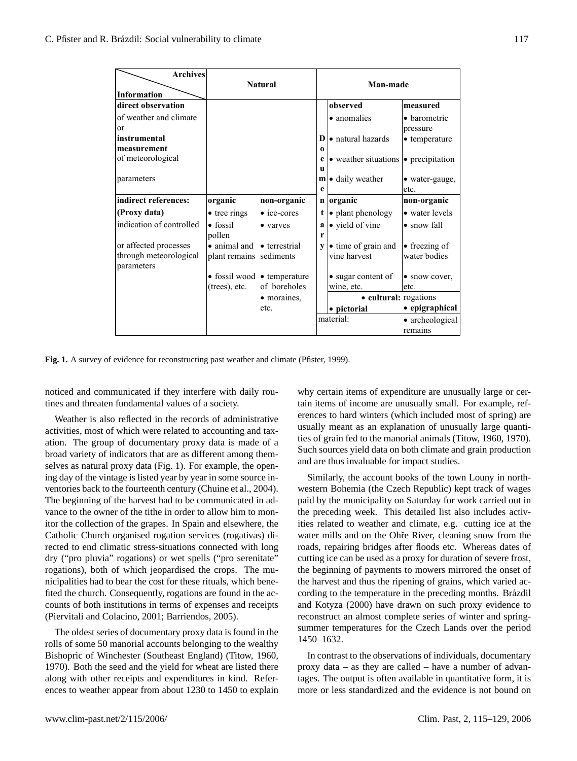| Archives / Information | Natural | | Man-made | | |
|---|---|---|---|---|---|
| **direct observation** of weather and climate or **instrumental measurement** of meteorological parameters | | | **Document** | **observed**<br>• anomalies<br>• natural hazards<br>• weather situations<br>• daily weather | **measured**<br>• barometric pressure<br>• temperature<br>• precipitation<br>• water-gauge, etc. |
| **indirect references: (Proxy data)** indication of controlled or affected processes through meteorological parameters | **organic**<br>• tree rings<br>• fossil pollen<br>• animal and plant remains<br>• fossil wood (trees), etc. | **non-organic**<br>• ice-cores<br>• varves<br>• terrestrial sediments<br>• temperature of boreholes<br>• moraines, etc. | | **organic**<br>• plant phenology<br>• yield of vine<br>• time of grain and vine harvest<br>• sugar content of wine, etc. | **non-organic**<br>• water levels<br>• snow fall<br>• freezing of water bodies<br>• snow cover, etc. |
| | | | | • **cultural:** rogations | |
| | | | material: | • **pictorial** | • **epigraphical**<br>• archeological remains |

**Fig. 1.** A survey of evidence for reconstructing past weather and climate (Pfister, 1999).

noticed and communicated if they interfere with daily routines and threaten fundamental values of a society.

Weather is also reflected in the records of administrative activities, most of which were related to accounting and taxation. The group of documentary proxy data is made of a broad variety of indicators that are as different among themselves as natural proxy data (Fig. 1). For example, the opening day of the vintage is listed year by year in some source inventories back to the fourteenth century (Chuine et al., 2004). The beginning of the harvest had to be communicated in advance to the owner of the tithe in order to allow him to monitor the collection of the grapes. In Spain and elsewhere, the Catholic Church organised rogation services (rogativas) directed to end climatic stress-situations connected with long dry ("pro pluvia" rogations) or wet spells ("pro serenitate" rogations), both of which jeopardised the crops. The municipalities had to bear the cost for these rituals, which benefited the church. Consequently, rogations are found in the accounts of both institutions in terms of expenses and receipts (Piervitali and Colacino, 2001; Barriendos, 2005).

The oldest series of documentary proxy data is found in the rolls of some 50 manorial accounts belonging to the wealthy Bishopric of Winchester (Southeast England) (Titow, 1960, 1970). Both the seed and the yield for wheat are listed there along with other receipts and expenditures in kind. References to weather appear from about 1230 to 1450 to explain why certain items of expenditure are unusually large or certain items of income are unusually small. For example, references to hard winters (which included most of spring) are usually meant as an explanation of unusually large quantities of grain fed to the manorial animals (Titow, 1960, 1970). Such sources yield data on both climate and grain production and are thus invaluable for impact studies.

Similarly, the account books of the town Louny in northwestern Bohemia (the Czech Republic) kept track of wages paid by the municipality on Saturday for work carried out in the preceding week. This detailed list also includes activities related to weather and climate, e.g. cutting ice at the water mills and on the Ohře River, cleaning snow from the roads, repairing bridges after floods etc. Whereas dates of cutting ice can be used as a proxy for duration of severe frost, the beginning of payments to mowers mirrored the onset of the harvest and thus the ripening of grains, which varied according to the temperature in the preceding months. Brázdil and Kotyza (2000) have drawn on such proxy evidence to reconstruct an almost complete series of winter and spring-summer temperatures for the Czech Lands over the period 1450–1632.

In contrast to the observations of individuals, documentary proxy data – as they are called – have a number of advantages. The output is often available in quantitative form, it is more or less standardized and the evidence is not bound on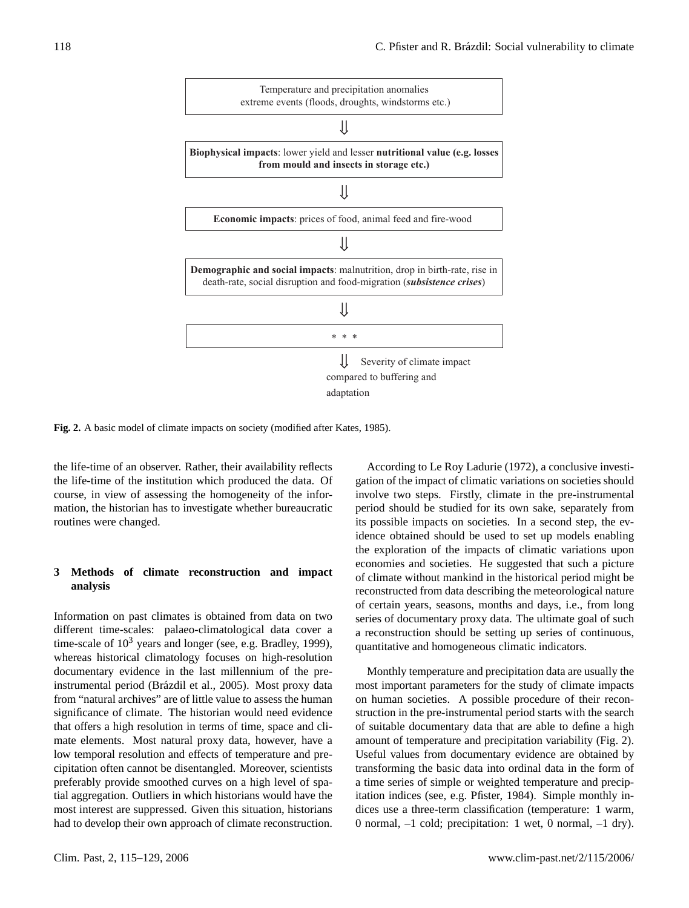Temperature and precipitation anomalies
extreme events (floods, droughts, windstorms etc.)

⇓

**Biophysical impacts**: lower yield and lesser **nutritional value (e.g. losses from mould and insects in storage etc.)**

⇓

**Economic impacts**: prices of food, animal feed and fire-wood

⇓

**Demographic and social impacts**: malnutrition, drop in birth-rate, rise in death-rate, social disruption and food-migration (***subsistence crises***)

⇓

\* \* \*

⇓ Severity of climate impact compared to buffering and adaptation

**Fig. 2.** A basic model of climate impacts on society (modified after Kates, 1985).

the life-time of an observer. Rather, their availability reflects the life-time of the institution which produced the data. Of course, in view of assessing the homogeneity of the information, the historian has to investigate whether bureaucratic routines were changed.

## 3 Methods of climate reconstruction and impact analysis

Information on past climates is obtained from data on two different time-scales: palaeo-climatological data cover a time-scale of $10^3$ years and longer (see, e.g. Bradley, 1999), whereas historical climatology focuses on high-resolution documentary evidence in the last millennium of the pre-instrumental period (Brázdil et al., 2005). Most proxy data from "natural archives" are of little value to assess the human significance of climate. The historian would need evidence that offers a high resolution in terms of time, space and climate elements. Most natural proxy data, however, have a low temporal resolution and effects of temperature and precipitation often cannot be disentangled. Moreover, scientists preferably provide smoothed curves on a high level of spatial aggregation. Outliers in which historians would have the most interest are suppressed. Given this situation, historians had to develop their own approach of climate reconstruction.

According to Le Roy Ladurie (1972), a conclusive investigation of the impact of climatic variations on societies should involve two steps. Firstly, climate in the pre-instrumental period should be studied for its own sake, separately from its possible impacts on societies. In a second step, the evidence obtained should be used to set up models enabling the exploration of the impacts of climatic variations upon economies and societies. He suggested that such a picture of climate without mankind in the historical period might be reconstructed from data describing the meteorological nature of certain years, seasons, months and days, i.e., from long series of documentary proxy data. The ultimate goal of such a reconstruction should be setting up series of continuous, quantitative and homogeneous climatic indicators.

Monthly temperature and precipitation data are usually the most important parameters for the study of climate impacts on human societies. A possible procedure of their reconstruction in the pre-instrumental period starts with the search of suitable documentary data that are able to define a high amount of temperature and precipitation variability (Fig. 2). Useful values from documentary evidence are obtained by transforming the basic data into ordinal data in the form of a time series of simple or weighted temperature and precipitation indices (see, e.g. Pfister, 1984). Simple monthly indices use a three-term classification (temperature: 1 warm, 0 normal, –1 cold; precipitation: 1 wet, 0 normal, –1 dry).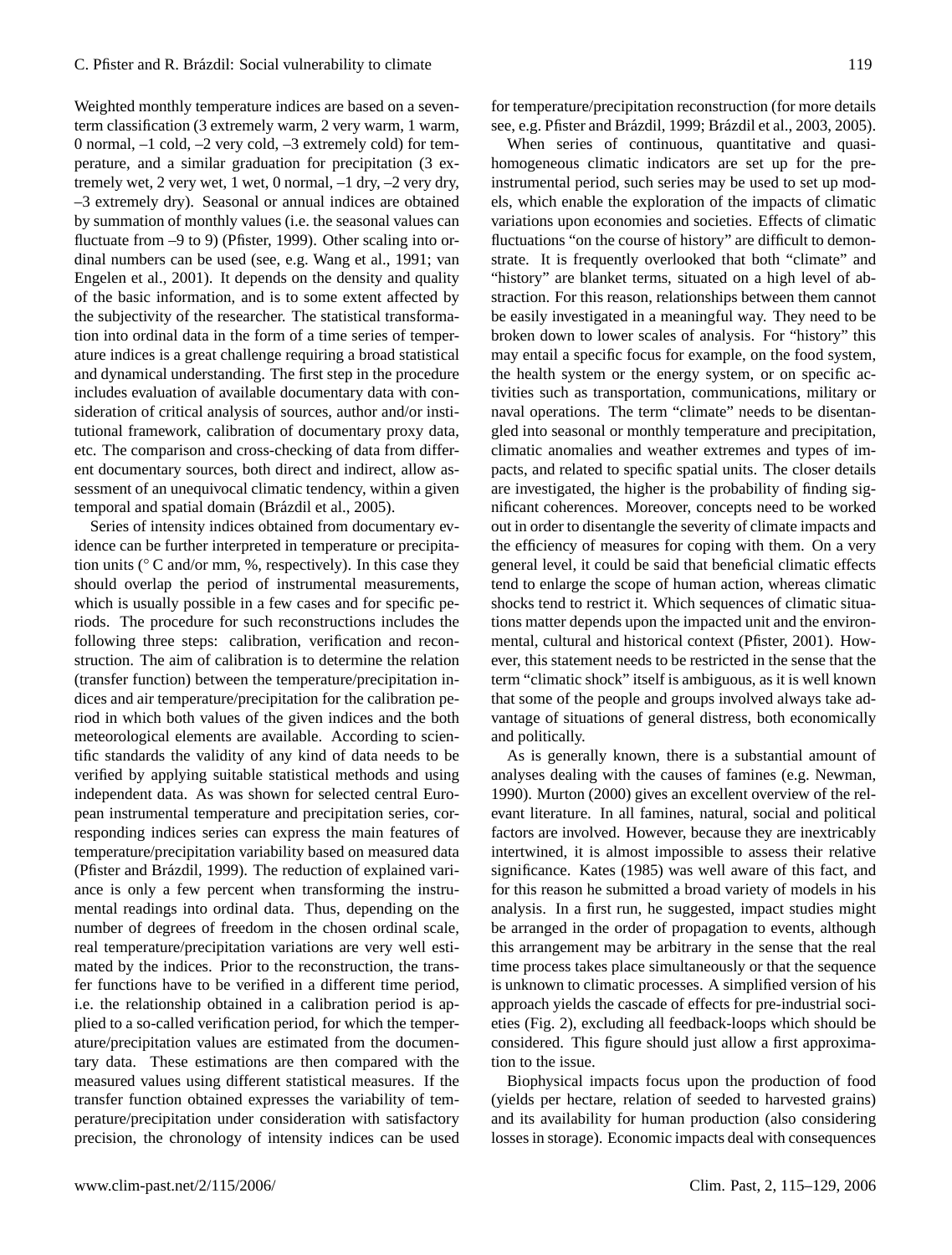Weighted monthly temperature indices are based on a seven-term classification (3 extremely warm, 2 very warm, 1 warm, 0 normal, –1 cold, –2 very cold, –3 extremely cold) for temperature, and a similar graduation for precipitation (3 extremely wet, 2 very wet, 1 wet, 0 normal, –1 dry, –2 very dry, –3 extremely dry). Seasonal or annual indices are obtained by summation of monthly values (i.e. the seasonal values can fluctuate from –9 to 9) (Pfister, 1999). Other scaling into ordinal numbers can be used (see, e.g. Wang et al., 1991; van Engelen et al., 2001). It depends on the density and quality of the basic information, and is to some extent affected by the subjectivity of the researcher. The statistical transformation into ordinal data in the form of a time series of temperature indices is a great challenge requiring a broad statistical and dynamical understanding. The first step in the procedure includes evaluation of available documentary data with consideration of critical analysis of sources, author and/or institutional framework, calibration of documentary proxy data, etc. The comparison and cross-checking of data from different documentary sources, both direct and indirect, allow assessment of an unequivocal climatic tendency, within a given temporal and spatial domain (Brázdil et al., 2005).

Series of intensity indices obtained from documentary evidence can be further interpreted in temperature or precipitation units (° C and/or mm, %, respectively). In this case they should overlap the period of instrumental measurements, which is usually possible in a few cases and for specific periods. The procedure for such reconstructions includes the following three steps: calibration, verification and reconstruction. The aim of calibration is to determine the relation (transfer function) between the temperature/precipitation indices and air temperature/precipitation for the calibration period in which both values of the given indices and the both meteorological elements are available. According to scientific standards the validity of any kind of data needs to be verified by applying suitable statistical methods and using independent data. As was shown for selected central European instrumental temperature and precipitation series, corresponding indices series can express the main features of temperature/precipitation variability based on measured data (Pfister and Brázdil, 1999). The reduction of explained variance is only a few percent when transforming the instrumental readings into ordinal data. Thus, depending on the number of degrees of freedom in the chosen ordinal scale, real temperature/precipitation variations are very well estimated by the indices. Prior to the reconstruction, the transfer functions have to be verified in a different time period, i.e. the relationship obtained in a calibration period is applied to a so-called verification period, for which the temperature/precipitation values are estimated from the documentary data. These estimations are then compared with the measured values using different statistical measures. If the transfer function obtained expresses the variability of temperature/precipitation under consideration with satisfactory precision, the chronology of intensity indices can be used for temperature/precipitation reconstruction (for more details see, e.g. Pfister and Brázdil, 1999; Brázdil et al., 2003, 2005).

When series of continuous, quantitative and quasi-homogeneous climatic indicators are set up for the pre-instrumental period, such series may be used to set up models, which enable the exploration of the impacts of climatic variations upon economies and societies. Effects of climatic fluctuations "on the course of history" are difficult to demonstrate. It is frequently overlooked that both "climate" and "history" are blanket terms, situated on a high level of abstraction. For this reason, relationships between them cannot be easily investigated in a meaningful way. They need to be broken down to lower scales of analysis. For "history" this may entail a specific focus for example, on the food system, the health system or the energy system, or on specific activities such as transportation, communications, military or naval operations. The term "climate" needs to be disentangled into seasonal or monthly temperature and precipitation, climatic anomalies and weather extremes and types of impacts, and related to specific spatial units. The closer details are investigated, the higher is the probability of finding significant coherences. Moreover, concepts need to be worked out in order to disentangle the severity of climate impacts and the efficiency of measures for coping with them. On a very general level, it could be said that beneficial climatic effects tend to enlarge the scope of human action, whereas climatic shocks tend to restrict it. Which sequences of climatic situations matter depends upon the impacted unit and the environmental, cultural and historical context (Pfister, 2001). However, this statement needs to be restricted in the sense that the term "climatic shock" itself is ambiguous, as it is well known that some of the people and groups involved always take advantage of situations of general distress, both economically and politically.

As is generally known, there is a substantial amount of analyses dealing with the causes of famines (e.g. Newman, 1990). Murton (2000) gives an excellent overview of the relevant literature. In all famines, natural, social and political factors are involved. However, because they are inextricably intertwined, it is almost impossible to assess their relative significance. Kates (1985) was well aware of this fact, and for this reason he submitted a broad variety of models in his analysis. In a first run, he suggested, impact studies might be arranged in the order of propagation to events, although this arrangement may be arbitrary in the sense that the real time process takes place simultaneously or that the sequence is unknown to climatic processes. A simplified version of his approach yields the cascade of effects for pre-industrial societies (Fig. 2), excluding all feedback-loops which should be considered. This figure should just allow a first approximation to the issue.

Biophysical impacts focus upon the production of food (yields per hectare, relation of seeded to harvested grains) and its availability for human production (also considering losses in storage). Economic impacts deal with consequences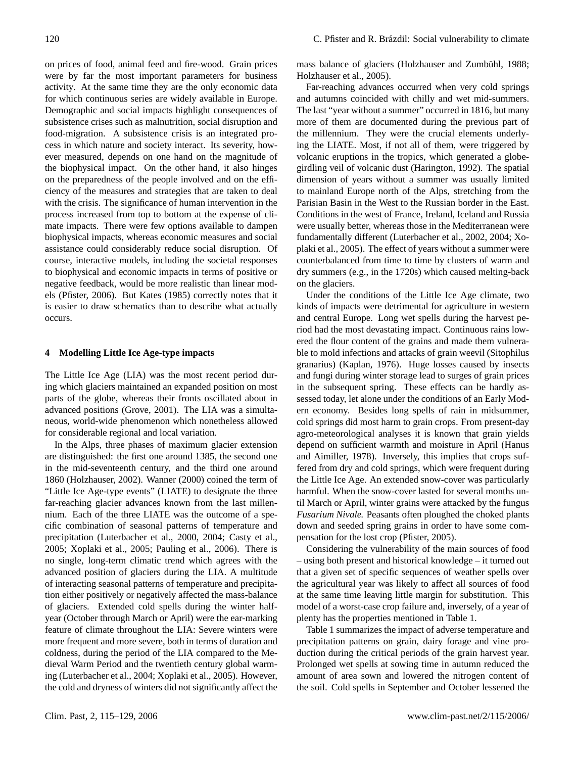on prices of food, animal feed and fire-wood. Grain prices were by far the most important parameters for business activity. At the same time they are the only economic data for which continuous series are widely available in Europe. Demographic and social impacts highlight consequences of subsistence crises such as malnutrition, social disruption and food-migration. A subsistence crisis is an integrated process in which nature and society interact. Its severity, however measured, depends on one hand on the magnitude of the biophysical impact. On the other hand, it also hinges on the preparedness of the people involved and on the efficiency of the measures and strategies that are taken to deal with the crisis. The significance of human intervention in the process increased from top to bottom at the expense of climate impacts. There were few options available to dampen biophysical impacts, whereas economic measures and social assistance could considerably reduce social disruption. Of course, interactive models, including the societal responses to biophysical and economic impacts in terms of positive or negative feedback, would be more realistic than linear models (Pfister, 2006). But Kates (1985) correctly notes that it is easier to draw schematics than to describe what actually occurs.

## 4 Modelling Little Ice Age-type impacts

The Little Ice Age (LIA) was the most recent period during which glaciers maintained an expanded position on most parts of the globe, whereas their fronts oscillated about in advanced positions (Grove, 2001). The LIA was a simultaneous, world-wide phenomenon which nonetheless allowed for considerable regional and local variation.

In the Alps, three phases of maximum glacier extension are distinguished: the first one around 1385, the second one in the mid-seventeenth century, and the third one around 1860 (Holzhauser, 2002). Wanner (2000) coined the term of "Little Ice Age-type events" (LIATE) to designate the three far-reaching glacier advances known from the last millennium. Each of the three LIATE was the outcome of a specific combination of seasonal patterns of temperature and precipitation (Luterbacher et al., 2000, 2004; Casty et al., 2005; Xoplaki et al., 2005; Pauling et al., 2006). There is no single, long-term climatic trend which agrees with the advanced position of glaciers during the LIA. A multitude of interacting seasonal patterns of temperature and precipitation either positively or negatively affected the mass-balance of glaciers. Extended cold spells during the winter half-year (October through March or April) were the ear-marking feature of climate throughout the LIA: Severe winters were more frequent and more severe, both in terms of duration and coldness, during the period of the LIA compared to the Medieval Warm Period and the twentieth century global warming (Luterbacher et al., 2004; Xoplaki et al., 2005). However, the cold and dryness of winters did not significantly affect the mass balance of glaciers (Holzhauser and Zumbühl, 1988; Holzhauser et al., 2005).

Far-reaching advances occurred when very cold springs and autumns coincided with chilly and wet mid-summers. The last "year without a summer" occurred in 1816, but many more of them are documented during the previous part of the millennium. They were the crucial elements underlying the LIATE. Most, if not all of them, were triggered by volcanic eruptions in the tropics, which generated a globe-girdling veil of volcanic dust (Harington, 1992). The spatial dimension of years without a summer was usually limited to mainland Europe north of the Alps, stretching from the Parisian Basin in the West to the Russian border in the East. Conditions in the west of France, Ireland, Iceland and Russia were usually better, whereas those in the Mediterranean were fundamentally different (Luterbacher et al., 2002, 2004; Xoplaki et al., 2005). The effect of years without a summer were counterbalanced from time to time by clusters of warm and dry summers (e.g., in the 1720s) which caused melting-back on the glaciers.

Under the conditions of the Little Ice Age climate, two kinds of impacts were detrimental for agriculture in western and central Europe. Long wet spells during the harvest period had the most devastating impact. Continuous rains lowered the flour content of the grains and made them vulnerable to mold infections and attacks of grain weevil (Sitophilus granarius) (Kaplan, 1976). Huge losses caused by insects and fungi during winter storage lead to surges of grain prices in the subsequent spring. These effects can be hardly assessed today, let alone under the conditions of an Early Modern economy. Besides long spells of rain in midsummer, cold springs did most harm to grain crops. From present-day agro-meteorological analyses it is known that grain yields depend on sufficient warmth and moisture in April (Hanus and Aimiller, 1978). Inversely, this implies that crops suffered from dry and cold springs, which were frequent during the Little Ice Age. An extended snow-cover was particularly harmful. When the snow-cover lasted for several months until March or April, winter grains were attacked by the fungus *Fusarium Nivale.* Peasants often ploughed the choked plants down and seeded spring grains in order to have some compensation for the lost crop (Pfister, 2005).

Considering the vulnerability of the main sources of food – using both present and historical knowledge – it turned out that a given set of specific sequences of weather spells over the agricultural year was likely to affect all sources of food at the same time leaving little margin for substitution. This model of a worst-case crop failure and, inversely, of a year of plenty has the properties mentioned in Table 1.

Table 1 summarizes the impact of adverse temperature and precipitation patterns on grain, dairy forage and vine production during the critical periods of the grain harvest year. Prolonged wet spells at sowing time in autumn reduced the amount of area sown and lowered the nitrogen content of the soil. Cold spells in September and October lessened the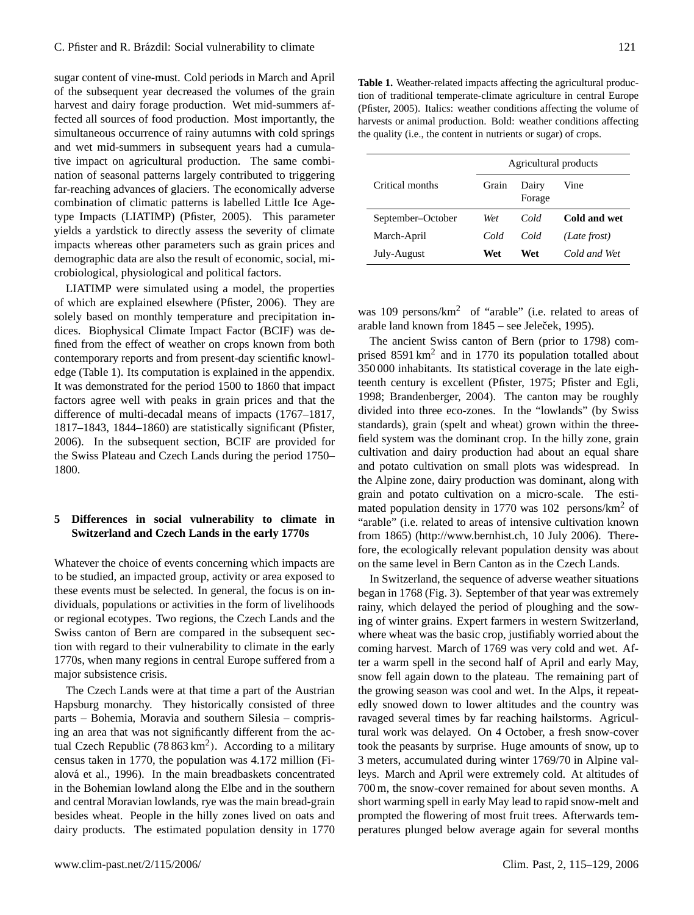sugar content of vine-must. Cold periods in March and April of the subsequent year decreased the volumes of the grain harvest and dairy forage production. Wet mid-summers affected all sources of food production. Most importantly, the simultaneous occurrence of rainy autumns with cold springs and wet mid-summers in subsequent years had a cumulative impact on agricultural production. The same combination of seasonal patterns largely contributed to triggering far-reaching advances of glaciers. The economically adverse combination of climatic patterns is labelled Little Ice Age-type Impacts (LIATIMP) (Pfister, 2005). This parameter yields a yardstick to directly assess the severity of climate impacts whereas other parameters such as grain prices and demographic data are also the result of economic, social, microbiological, physiological and political factors.

LIATIMP were simulated using a model, the properties of which are explained elsewhere (Pfister, 2006). They are solely based on monthly temperature and precipitation indices. Biophysical Climate Impact Factor (BCIF) was defined from the effect of weather on crops known from both contemporary reports and from present-day scientific knowledge (Table 1). Its computation is explained in the appendix. It was demonstrated for the period 1500 to 1860 that impact factors agree well with peaks in grain prices and that the difference of multi-decadal means of impacts (1767–1817, 1817–1843, 1844–1860) are statistically significant (Pfister, 2006). In the subsequent section, BCIF are provided for the Swiss Plateau and Czech Lands during the period 1750–1800.

**Table 1.** Weather-related impacts affecting the agricultural production of traditional temperate-climate agriculture in central Europe (Pfister, 2005). Italics: weather conditions affecting the volume of harvests or animal production. Bold: weather conditions affecting the quality (i.e., the content in nutrients or sugar) of crops.

| Critical months | Agricultural products | | |
|---|---|---|---|
| | Grain | Dairy Forage | Vine |
| September–October | *Wet* | *Cold* | **Cold and wet** |
| March-April | *Cold* | *Cold* | *(Late frost)* |
| July-August | **Wet** | **Wet** | *Cold and Wet* |

## 5 Differences in social vulnerability to climate in Switzerland and Czech Lands in the early 1770s

Whatever the choice of events concerning which impacts are to be studied, an impacted group, activity or area exposed to these events must be selected. In general, the focus is on individuals, populations or activities in the form of livelihoods or regional ecotypes. Two regions, the Czech Lands and the Swiss canton of Bern are compared in the subsequent section with regard to their vulnerability to climate in the early 1770s, when many regions in central Europe suffered from a major subsistence crisis.

The Czech Lands were at that time a part of the Austrian Hapsburg monarchy. They historically consisted of three parts – Bohemia, Moravia and southern Silesia – comprising an area that was not significantly different from the actual Czech Republic (78 863 km$^2$). According to a military census taken in 1770, the population was 4.172 million (Fialová et al., 1996). In the main breadbaskets concentrated in the Bohemian lowland along the Elbe and in the southern and central Moravian lowlands, rye was the main bread-grain besides wheat. People in the hilly zones lived on oats and dairy products. The estimated population density in 1770 was 109 persons/km$^2$ of "arable" (i.e. related to areas of arable land known from 1845 – see Jeleček, 1995).

The ancient Swiss canton of Bern (prior to 1798) comprised 8591 km$^2$ and in 1770 its population totalled about 350 000 inhabitants. Its statistical coverage in the late eighteenth century is excellent (Pfister, 1975; Pfister and Egli, 1998; Brandenberger, 2004). The canton may be roughly divided into three eco-zones. In the "lowlands" (by Swiss standards), grain (spelt and wheat) grown within the three-field system was the dominant crop. In the hilly zone, grain cultivation and dairy production had about an equal share and potato cultivation on small plots was widespread. In the Alpine zone, dairy production was dominant, along with grain and potato cultivation on a micro-scale. The estimated population density in 1770 was 102 persons/km$^2$ of "arable" (i.e. related to areas of intensive cultivation known from 1865) (http://www.bernhist.ch, 10 July 2006). Therefore, the ecologically relevant population density was about on the same level in Bern Canton as in the Czech Lands.

In Switzerland, the sequence of adverse weather situations began in 1768 (Fig. 3). September of that year was extremely rainy, which delayed the period of ploughing and the sowing of winter grains. Expert farmers in western Switzerland, where wheat was the basic crop, justifiably worried about the coming harvest. March of 1769 was very cold and wet. After a warm spell in the second half of April and early May, snow fell again down to the plateau. The remaining part of the growing season was cool and wet. In the Alps, it repeatedly snowed down to lower altitudes and the country was ravaged several times by far reaching hailstorms. Agricultural work was delayed. On 4 October, a fresh snow-cover took the peasants by surprise. Huge amounts of snow, up to 3 meters, accumulated during winter 1769/70 in Alpine valleys. March and April were extremely cold. At altitudes of 700 m, the snow-cover remained for about seven months. A short warming spell in early May lead to rapid snow-melt and prompted the flowering of most fruit trees. Afterwards temperatures plunged below average again for several months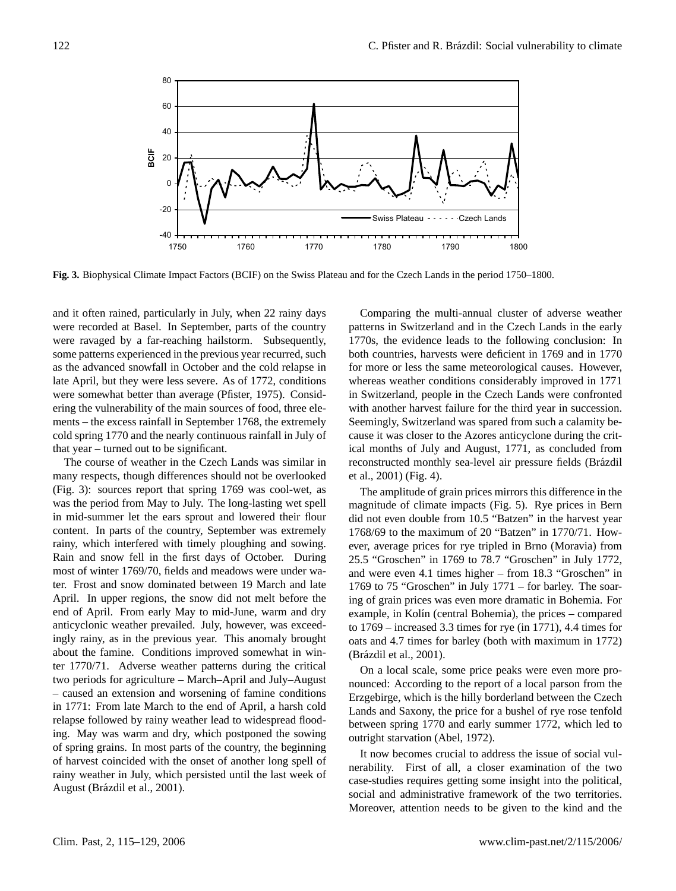**Fig. 3.** Biophysical Climate Impact Factors (BCIF) on the Swiss Plateau and for the Czech Lands in the period 1750–1800.

and it often rained, particularly in July, when 22 rainy days were recorded at Basel. In September, parts of the country were ravaged by a far-reaching hailstorm. Subsequently, some patterns experienced in the previous year recurred, such as the advanced snowfall in October and the cold relapse in late April, but they were less severe. As of 1772, conditions were somewhat better than average (Pfister, 1975). Considering the vulnerability of the main sources of food, three elements – the excess rainfall in September 1768, the extremely cold spring 1770 and the nearly continuous rainfall in July of that year – turned out to be significant.

The course of weather in the Czech Lands was similar in many respects, though differences should not be overlooked (Fig. 3): sources report that spring 1769 was cool-wet, as was the period from May to July. The long-lasting wet spell in mid-summer let the ears sprout and lowered their flour content. In parts of the country, September was extremely rainy, which interfered with timely ploughing and sowing. Rain and snow fell in the first days of October. During most of winter 1769/70, fields and meadows were under water. Frost and snow dominated between 19 March and late April. In upper regions, the snow did not melt before the end of April. From early May to mid-June, warm and dry anticyclonic weather prevailed. July, however, was exceedingly rainy, as in the previous year. This anomaly brought about the famine. Conditions improved somewhat in winter 1770/71. Adverse weather patterns during the critical two periods for agriculture – March–April and July–August – caused an extension and worsening of famine conditions in 1771: From late March to the end of April, a harsh cold relapse followed by rainy weather lead to widespread flooding. May was warm and dry, which postponed the sowing of spring grains. In most parts of the country, the beginning of harvest coincided with the onset of another long spell of rainy weather in July, which persisted until the last week of August (Brázdil et al., 2001).

Comparing the multi-annual cluster of adverse weather patterns in Switzerland and in the Czech Lands in the early 1770s, the evidence leads to the following conclusion: In both countries, harvests were deficient in 1769 and in 1770 for more or less the same meteorological causes. However, whereas weather conditions considerably improved in 1771 in Switzerland, people in the Czech Lands were confronted with another harvest failure for the third year in succession. Seemingly, Switzerland was spared from such a calamity because it was closer to the Azores anticyclone during the critical months of July and August, 1771, as concluded from reconstructed monthly sea-level air pressure fields (Brázdil et al., 2001) (Fig. 4).

The amplitude of grain prices mirrors this difference in the magnitude of climate impacts (Fig. 5). Rye prices in Bern did not even double from 10.5 "Batzen" in the harvest year 1768/69 to the maximum of 20 "Batzen" in 1770/71. However, average prices for rye tripled in Brno (Moravia) from 25.5 "Groschen" in 1769 to 78.7 "Groschen" in July 1772, and were even 4.1 times higher – from 18.3 "Groschen" in 1769 to 75 "Groschen" in July 1771 – for barley. The soaring of grain prices was even more dramatic in Bohemia. For example, in Kolín (central Bohemia), the prices – compared to 1769 – increased 3.3 times for rye (in 1771), 4.4 times for oats and 4.7 times for barley (both with maximum in 1772) (Brázdil et al., 2001).

On a local scale, some price peaks were even more pronounced: According to the report of a local parson from the Erzgebirge, which is the hilly borderland between the Czech Lands and Saxony, the price for a bushel of rye rose tenfold between spring 1770 and early summer 1772, which led to outright starvation (Abel, 1972).

It now becomes crucial to address the issue of social vulnerability. First of all, a closer examination of the two case-studies requires getting some insight into the political, social and administrative framework of the two territories. Moreover, attention needs to be given to the kind and the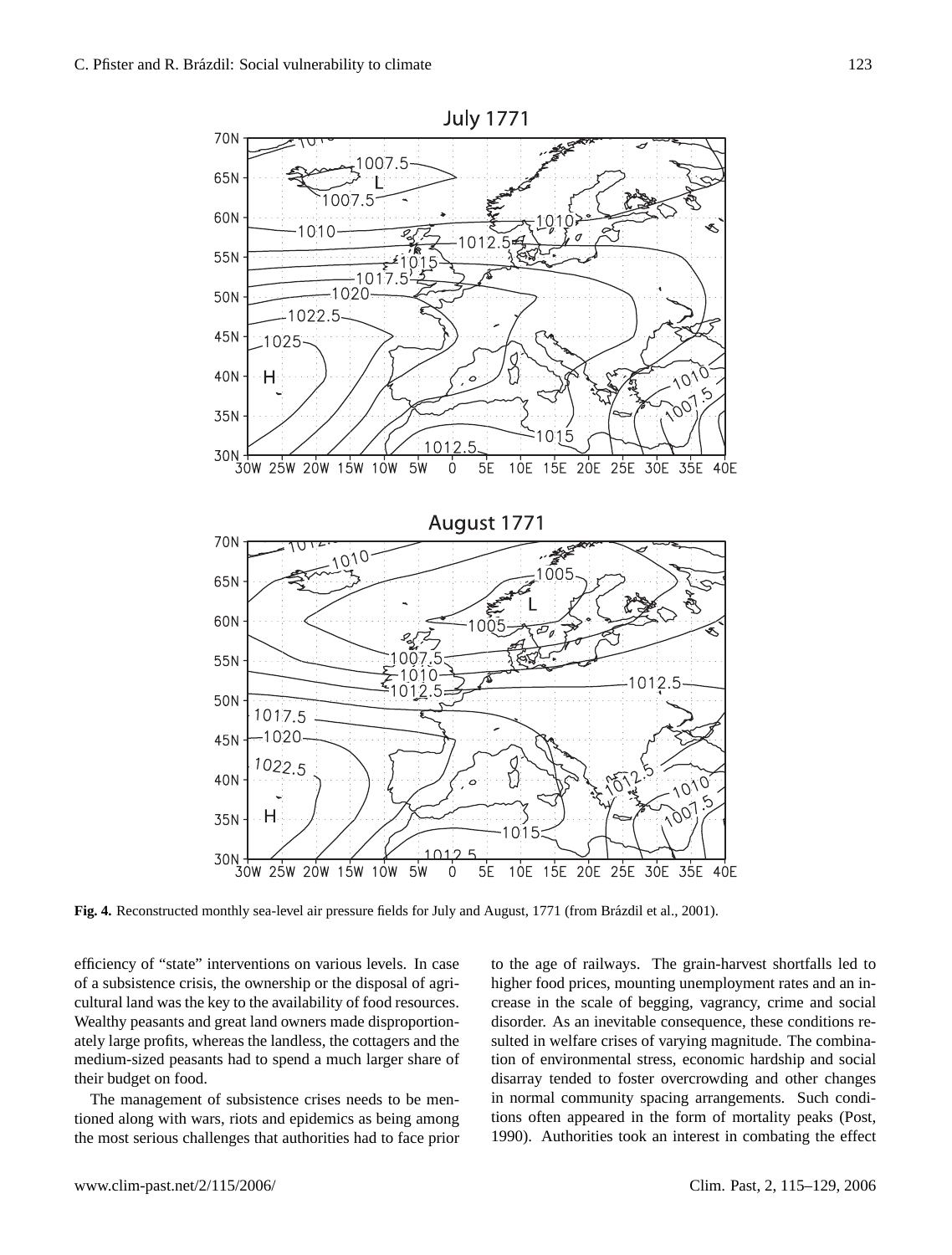**Fig. 4.** Reconstructed monthly sea-level air pressure fields for July and August, 1771 (from Brázdil et al., 2001).

efficiency of "state" interventions on various levels. In case of a subsistence crisis, the ownership or the disposal of agricultural land was the key to the availability of food resources. Wealthy peasants and great land owners made disproportionately large profits, whereas the landless, the cottagers and the medium-sized peasants had to spend a much larger share of their budget on food.

The management of subsistence crises needs to be mentioned along with wars, riots and epidemics as being among the most serious challenges that authorities had to face prior to the age of railways. The grain-harvest shortfalls led to higher food prices, mounting unemployment rates and an increase in the scale of begging, vagrancy, crime and social disorder. As an inevitable consequence, these conditions resulted in welfare crises of varying magnitude. The combination of environmental stress, economic hardship and social disarray tended to foster overcrowding and other changes in normal community spacing arrangements. Such conditions often appeared in the form of mortality peaks (Post, 1990). Authorities took an interest in combating the effect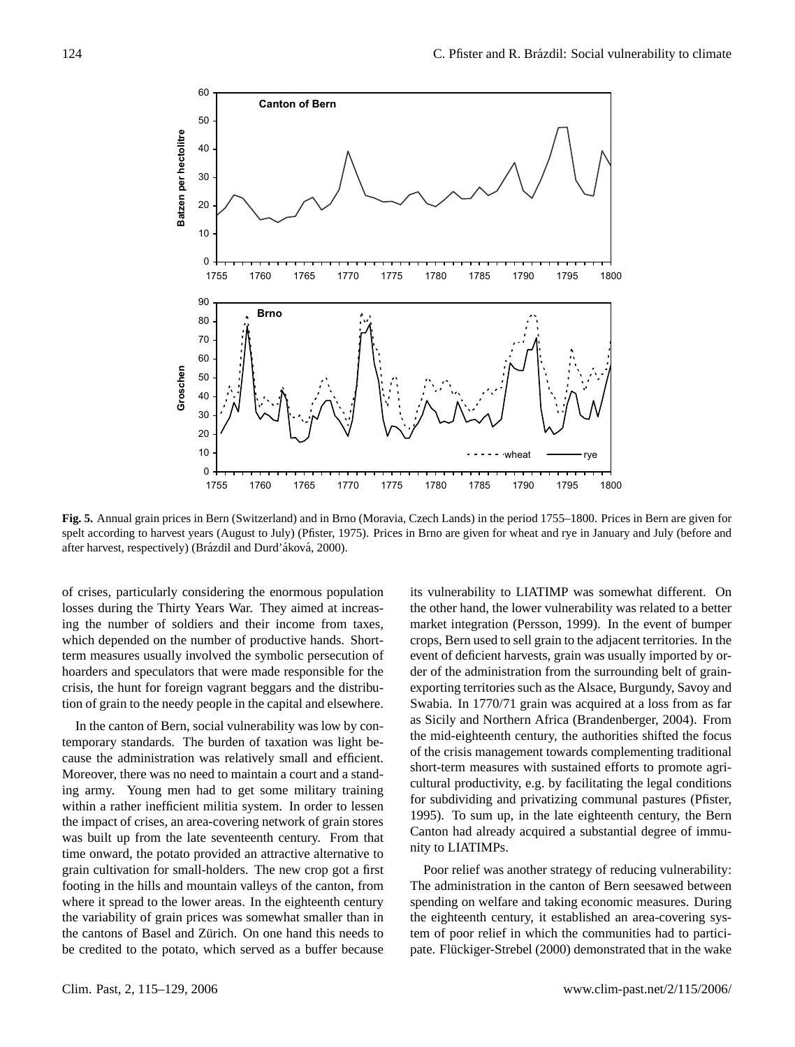**Fig. 5.** Annual grain prices in Bern (Switzerland) and in Brno (Moravia, Czech Lands) in the period 1755–1800. Prices in Bern are given for spelt according to harvest years (August to July) (Pfister, 1975). Prices in Brno are given for wheat and rye in January and July (before and after harvest, respectively) (Brázdil and Durd'áková, 2000).

of crises, particularly considering the enormous population losses during the Thirty Years War. They aimed at increasing the number of soldiers and their income from taxes, which depended on the number of productive hands. Short-term measures usually involved the symbolic persecution of hoarders and speculators that were made responsible for the crisis, the hunt for foreign vagrant beggars and the distribution of grain to the needy people in the capital and elsewhere.

In the canton of Bern, social vulnerability was low by contemporary standards. The burden of taxation was light because the administration was relatively small and efficient. Moreover, there was no need to maintain a court and a standing army. Young men had to get some military training within a rather inefficient militia system. In order to lessen the impact of crises, an area-covering network of grain stores was built up from the late seventeenth century. From that time onward, the potato provided an attractive alternative to grain cultivation for small-holders. The new crop got a first footing in the hills and mountain valleys of the canton, from where it spread to the lower areas. In the eighteenth century the variability of grain prices was somewhat smaller than in the cantons of Basel and Zürich. On one hand this needs to be credited to the potato, which served as a buffer because its vulnerability to LIATIMP was somewhat different. On the other hand, the lower vulnerability was related to a better market integration (Persson, 1999). In the event of bumper crops, Bern used to sell grain to the adjacent territories. In the event of deficient harvests, grain was usually imported by order of the administration from the surrounding belt of grain-exporting territories such as the Alsace, Burgundy, Savoy and Swabia. In 1770/71 grain was acquired at a loss from as far as Sicily and Northern Africa (Brandenberger, 2004). From the mid-eighteenth century, the authorities shifted the focus of the crisis management towards complementing traditional short-term measures with sustained efforts to promote agricultural productivity, e.g. by facilitating the legal conditions for subdividing and privatizing communal pastures (Pfister, 1995). To sum up, in the late eighteenth century, the Bern Canton had already acquired a substantial degree of immunity to LIATIMPs.

Poor relief was another strategy of reducing vulnerability: The administration in the canton of Bern seesawed between spending on welfare and taking economic measures. During the eighteenth century, it established an area-covering system of poor relief in which the communities had to participate. Flückiger-Strebel (2000) demonstrated that in the wake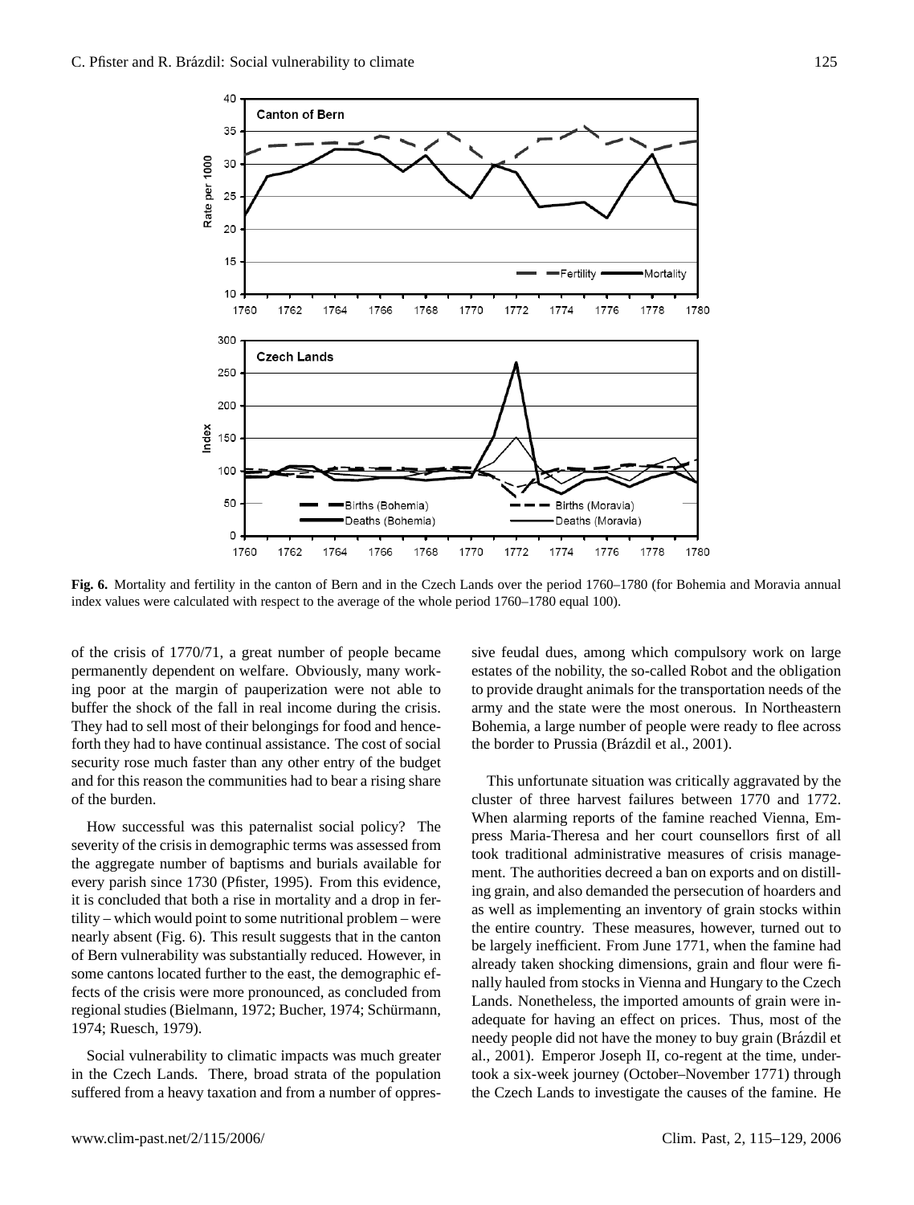**Fig. 6.** Mortality and fertility in the canton of Bern and in the Czech Lands over the period 1760–1780 (for Bohemia and Moravia annual index values were calculated with respect to the average of the whole period 1760–1780 equal 100).

of the crisis of 1770/71, a great number of people became permanently dependent on welfare. Obviously, many working poor at the margin of pauperization were not able to buffer the shock of the fall in real income during the crisis. They had to sell most of their belongings for food and henceforth they had to have continual assistance. The cost of social security rose much faster than any other entry of the budget and for this reason the communities had to bear a rising share of the burden.

How successful was this paternalist social policy? The severity of the crisis in demographic terms was assessed from the aggregate number of baptisms and burials available for every parish since 1730 (Pfister, 1995). From this evidence, it is concluded that both a rise in mortality and a drop in fertility – which would point to some nutritional problem – were nearly absent (Fig. 6). This result suggests that in the canton of Bern vulnerability was substantially reduced. However, in some cantons located further to the east, the demographic effects of the crisis were more pronounced, as concluded from regional studies (Bielmann, 1972; Bucher, 1974; Schürmann, 1974; Ruesch, 1979).

Social vulnerability to climatic impacts was much greater in the Czech Lands. There, broad strata of the population suffered from a heavy taxation and from a number of oppressive feudal dues, among which compulsory work on large estates of the nobility, the so-called Robot and the obligation to provide draught animals for the transportation needs of the army and the state were the most onerous. In Northeastern Bohemia, a large number of people were ready to flee across the border to Prussia (Brázdil et al., 2001).

This unfortunate situation was critically aggravated by the cluster of three harvest failures between 1770 and 1772. When alarming reports of the famine reached Vienna, Empress Maria-Theresa and her court counsellors first of all took traditional administrative measures of crisis management. The authorities decreed a ban on exports and on distilling grain, and also demanded the persecution of hoarders and as well as implementing an inventory of grain stocks within the entire country. These measures, however, turned out to be largely inefficient. From June 1771, when the famine had already taken shocking dimensions, grain and flour were finally hauled from stocks in Vienna and Hungary to the Czech Lands. Nonetheless, the imported amounts of grain were inadequate for having an effect on prices. Thus, most of the needy people did not have the money to buy grain (Brázdil et al., 2001). Emperor Joseph II, co-regent at the time, undertook a six-week journey (October–November 1771) through the Czech Lands to investigate the causes of the famine. He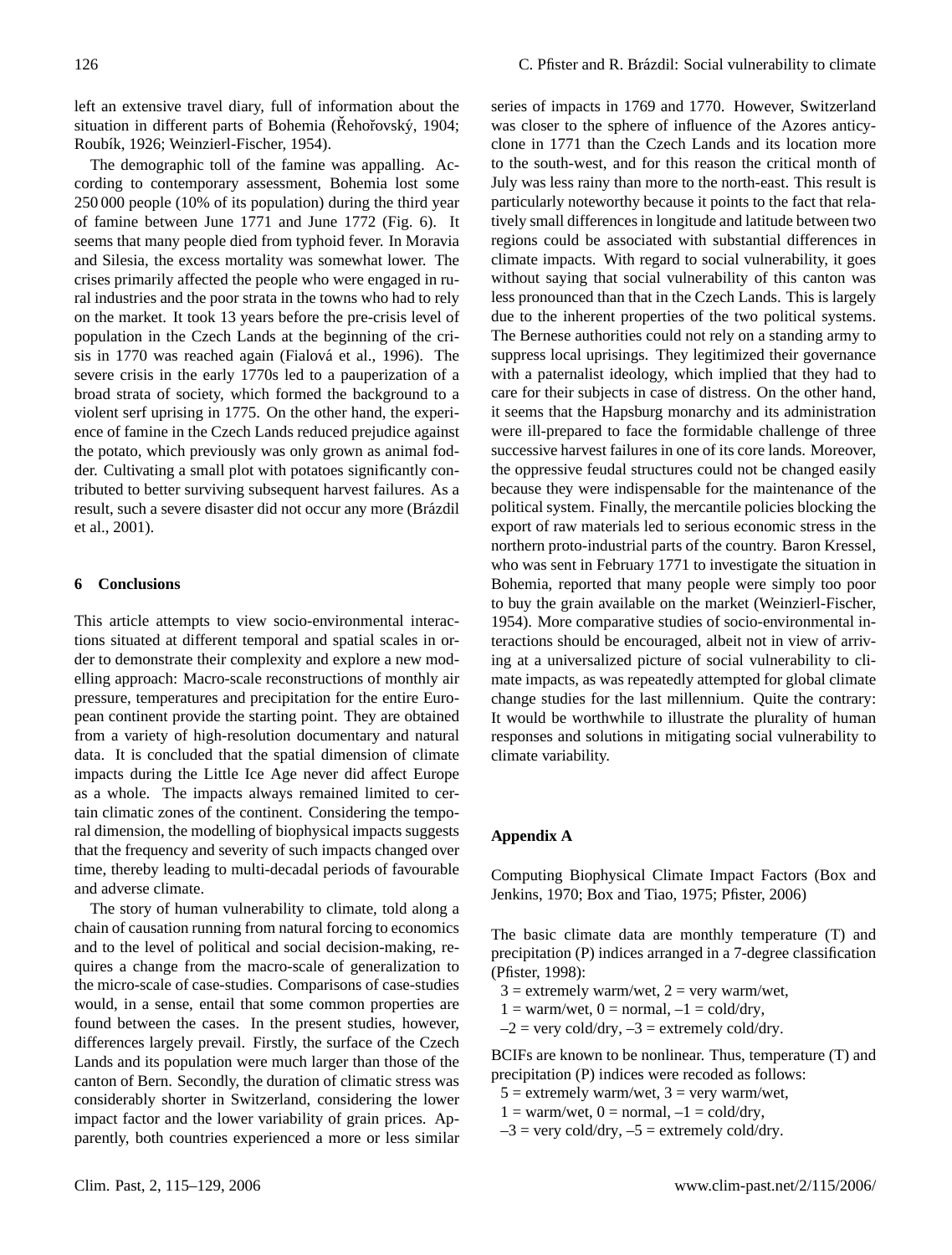left an extensive travel diary, full of information about the situation in different parts of Bohemia (Řehořovský, 1904; Roubík, 1926; Weinzierl-Fischer, 1954).

The demographic toll of the famine was appalling. According to contemporary assessment, Bohemia lost some 250 000 people (10% of its population) during the third year of famine between June 1771 and June 1772 (Fig. 6). It seems that many people died from typhoid fever. In Moravia and Silesia, the excess mortality was somewhat lower. The crises primarily affected the people who were engaged in rural industries and the poor strata in the towns who had to rely on the market. It took 13 years before the pre-crisis level of population in the Czech Lands at the beginning of the crisis in 1770 was reached again (Fialová et al., 1996). The severe crisis in the early 1770s led to a pauperization of a broad strata of society, which formed the background to a violent serf uprising in 1775. On the other hand, the experience of famine in the Czech Lands reduced prejudice against the potato, which previously was only grown as animal fodder. Cultivating a small plot with potatoes significantly contributed to better surviving subsequent harvest failures. As a result, such a severe disaster did not occur any more (Brázdil et al., 2001).

## 6 Conclusions

This article attempts to view socio-environmental interactions situated at different temporal and spatial scales in order to demonstrate their complexity and explore a new modelling approach: Macro-scale reconstructions of monthly air pressure, temperatures and precipitation for the entire European continent provide the starting point. They are obtained from a variety of high-resolution documentary and natural data. It is concluded that the spatial dimension of climate impacts during the Little Ice Age never did affect Europe as a whole. The impacts always remained limited to certain climatic zones of the continent. Considering the temporal dimension, the modelling of biophysical impacts suggests that the frequency and severity of such impacts changed over time, thereby leading to multi-decadal periods of favourable and adverse climate.

The story of human vulnerability to climate, told along a chain of causation running from natural forcing to economics and to the level of political and social decision-making, requires a change from the macro-scale of generalization to the micro-scale of case-studies. Comparisons of case-studies would, in a sense, entail that some common properties are found between the cases. In the present studies, however, differences largely prevail. Firstly, the surface of the Czech Lands and its population were much larger than those of the canton of Bern. Secondly, the duration of climatic stress was considerably shorter in Switzerland, considering the lower impact factor and the lower variability of grain prices. Apparently, both countries experienced a more or less similar series of impacts in 1769 and 1770. However, Switzerland was closer to the sphere of influence of the Azores anticyclone in 1771 than the Czech Lands and its location more to the south-west, and for this reason the critical month of July was less rainy than more to the north-east. This result is particularly noteworthy because it points to the fact that relatively small differences in longitude and latitude between two regions could be associated with substantial differences in climate impacts. With regard to social vulnerability, it goes without saying that social vulnerability of this canton was less pronounced than that in the Czech Lands. This is largely due to the inherent properties of the two political systems. The Bernese authorities could not rely on a standing army to suppress local uprisings. They legitimized their governance with a paternalist ideology, which implied that they had to care for their subjects in case of distress. On the other hand, it seems that the Hapsburg monarchy and its administration were ill-prepared to face the formidable challenge of three successive harvest failures in one of its core lands. Moreover, the oppressive feudal structures could not be changed easily because they were indispensable for the maintenance of the political system. Finally, the mercantile policies blocking the export of raw materials led to serious economic stress in the northern proto-industrial parts of the country. Baron Kressel, who was sent in February 1771 to investigate the situation in Bohemia, reported that many people were simply too poor to buy the grain available on the market (Weinzierl-Fischer, 1954). More comparative studies of socio-environmental interactions should be encouraged, albeit not in view of arriving at a universalized picture of social vulnerability to climate impacts, as was repeatedly attempted for global climate change studies for the last millennium. Quite the contrary: It would be worthwhile to illustrate the plurality of human responses and solutions in mitigating social vulnerability to climate variability.

## Appendix A

Computing Biophysical Climate Impact Factors (Box and Jenkins, 1970; Box and Tiao, 1975; Pfister, 2006)

The basic climate data are monthly temperature (T) and precipitation (P) indices arranged in a 7-degree classification (Pfister, 1998):

3 = extremely warm/wet, 2 = very warm/wet,
1 = warm/wet, 0 = normal, –1 = cold/dry,
–2 = very cold/dry, –3 = extremely cold/dry.

BCIFs are known to be nonlinear. Thus, temperature (T) and precipitation (P) indices were recoded as follows:

5 = extremely warm/wet, 3 = very warm/wet,
1 = warm/wet, 0 = normal, –1 = cold/dry,
–3 = very cold/dry, –5 = extremely cold/dry.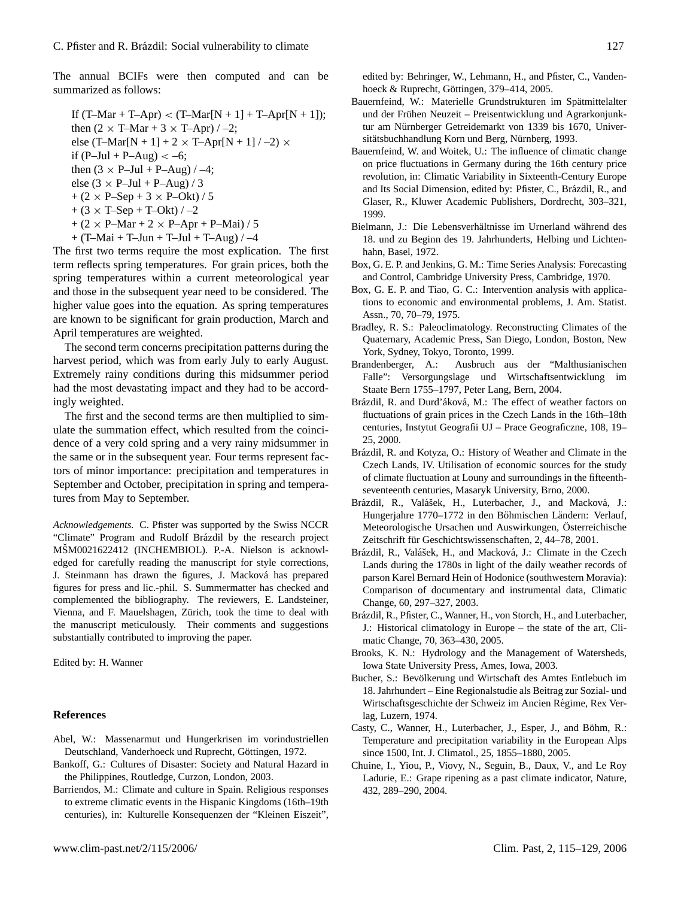The annual BCIFs were then computed and can be summarized as follows:

If (T–Mar + T–Apr) < (T–Mar[N + 1] + T–Apr[N + 1]);
then (2 × T–Mar + 3 × T–Apr) / –2;
else (T–Mar[N + 1] + 2 × T–Apr[N + 1] / –2) ×
if (P–Jul + P–Aug) < –6;
then (3 × P–Jul + P–Aug) / –4;
else (3 × P–Jul + P–Aug) / 3
+ (2 × P–Sep + 3 × P–Okt) / 5
+ (3 × T–Sep + T–Okt) / –2
+ (2 × P–Mar + 2 × P–Apr + P–Mai) / 5
+ (T–Mai + T–Jun + T–Jul + T–Aug) / –4

The first two terms require the most explication. The first term reflects spring temperatures. For grain prices, both the spring temperatures within a current meteorological year and those in the subsequent year need to be considered. The higher value goes into the equation. As spring temperatures are known to be significant for grain production, March and April temperatures are weighted.

The second term concerns precipitation patterns during the harvest period, which was from early July to early August. Extremely rainy conditions during this midsummer period had the most devastating impact and they had to be accordingly weighted.

The first and the second terms are then multiplied to simulate the summation effect, which resulted from the coincidence of a very cold spring and a very rainy midsummer in the same or in the subsequent year. Four terms represent factors of minor importance: precipitation and temperatures in September and October, precipitation in spring and temperatures from May to September.

*Acknowledgements.* C. Pfister was supported by the Swiss NCCR "Climate" Program and Rudolf Brázdil by the research project MŠM0021622412 (INCHEMBIOL). P.-A. Nielson is acknowledged for carefully reading the manuscript for style corrections, J. Steinmann has drawn the figures, J. Macková has prepared figures for press and lic.-phil. S. Summermatter has checked and complemented the bibliography. The reviewers, E. Landsteiner, Vienna, and F. Mauelshagen, Zürich, took the time to deal with the manuscript meticulously. Their comments and suggestions substantially contributed to improving the paper.

Edited by: H. Wanner

## References

Abel, W.: Massenarmut und Hungerkrisen im vorindustriellen Deutschland, Vanderhoeck und Ruprecht, Göttingen, 1972.

Bankoff, G.: Cultures of Disaster: Society and Natural Hazard in the Philippines, Routledge, Curzon, London, 2003.

Barriendos, M.: Climate and culture in Spain. Religious responses to extreme climatic events in the Hispanic Kingdoms (16th–19th centuries), in: Kulturelle Konsequenzen der "Kleinen Eiszeit", edited by: Behringer, W., Lehmann, H., and Pfister, C., Vandenhoeck & Ruprecht, Göttingen, 379–414, 2005.

Bauernfeind, W.: Materielle Grundstrukturen im Spätmittelalter und der Frühen Neuzeit – Preisentwicklung und Agrarkonjunktur am Nürnberger Getreidemarkt von 1339 bis 1670, Universitätsbuchhandlung Korn und Berg, Nürnberg, 1993.

Bauernfeind, W. and Woitek, U.: The influence of climatic change on price fluctuations in Germany during the 16th century price revolution, in: Climatic Variability in Sixteenth-Century Europe and Its Social Dimension, edited by: Pfister, C., Brázdil, R., and Glaser, R., Kluwer Academic Publishers, Dordrecht, 303–321, 1999.

Bielmann, J.: Die Lebensverhältnisse im Urnerland während des 18. und zu Beginn des 19. Jahrhunderts, Helbing und Lichtenhahn, Basel, 1972.

Box, G. E. P. and Jenkins, G. M.: Time Series Analysis: Forecasting and Control, Cambridge University Press, Cambridge, 1970.

Box, G. E. P. and Tiao, G. C.: Intervention analysis with applications to economic and environmental problems, J. Am. Statist. Assn., 70, 70–79, 1975.

Bradley, R. S.: Paleoclimatology. Reconstructing Climates of the Quaternary, Academic Press, San Diego, London, Boston, New York, Sydney, Tokyo, Toronto, 1999.

Brandenberger, A.: Ausbruch aus der "Malthusianischen Falle": Versorgungslage und Wirtschaftsentwicklung im Staate Bern 1755–1797, Peter Lang, Bern, 2004.

Brázdil, R. and Durd'áková, M.: The effect of weather factors on fluctuations of grain prices in the Czech Lands in the 16th–18th centuries, Instytut Geografii UJ – Prace Geograficzne, 108, 19–25, 2000.

Brázdil, R. and Kotyza, O.: History of Weather and Climate in the Czech Lands, IV. Utilisation of economic sources for the study of climate fluctuation at Louny and surroundings in the fifteenth-seventeenth centuries, Masaryk University, Brno, 2000.

Brázdil, R., Valášek, H., Luterbacher, J., and Macková, J.: Hungerjahre 1770–1772 in den Böhmischen Ländern: Verlauf, Meteorologische Ursachen und Auswirkungen, Österreichische Zeitschrift für Geschichtswissenschaften, 2, 44–78, 2001.

Brázdil, R., Valášek, H., and Macková, J.: Climate in the Czech Lands during the 1780s in light of the daily weather records of parson Karel Bernard Hein of Hodonice (southwestern Moravia): Comparison of documentary and instrumental data, Climatic Change, 60, 297–327, 2003.

Brázdil, R., Pfister, C., Wanner, H., von Storch, H., and Luterbacher, J.: Historical climatology in Europe – the state of the art, Climatic Change, 70, 363–430, 2005.

Brooks, K. N.: Hydrology and the Management of Watersheds, Iowa State University Press, Ames, Iowa, 2003.

Bucher, S.: Bevölkerung und Wirtschaft des Amtes Entlebuch im 18. Jahrhundert – Eine Regionalstudie als Beitrag zur Sozial- und Wirtschaftsgeschichte der Schweiz im Ancien Régime, Rex Verlag, Luzern, 1974.

Casty, C., Wanner, H., Luterbacher, J., Esper, J., and Böhm, R.: Temperature and precipitation variability in the European Alps since 1500, Int. J. Climatol., 25, 1855–1880, 2005.

Chuine, I., Yiou, P., Viovy, N., Seguin, B., Daux, V., and Le Roy Ladurie, E.: Grape ripening as a past climate indicator, Nature, 432, 289–290, 2004.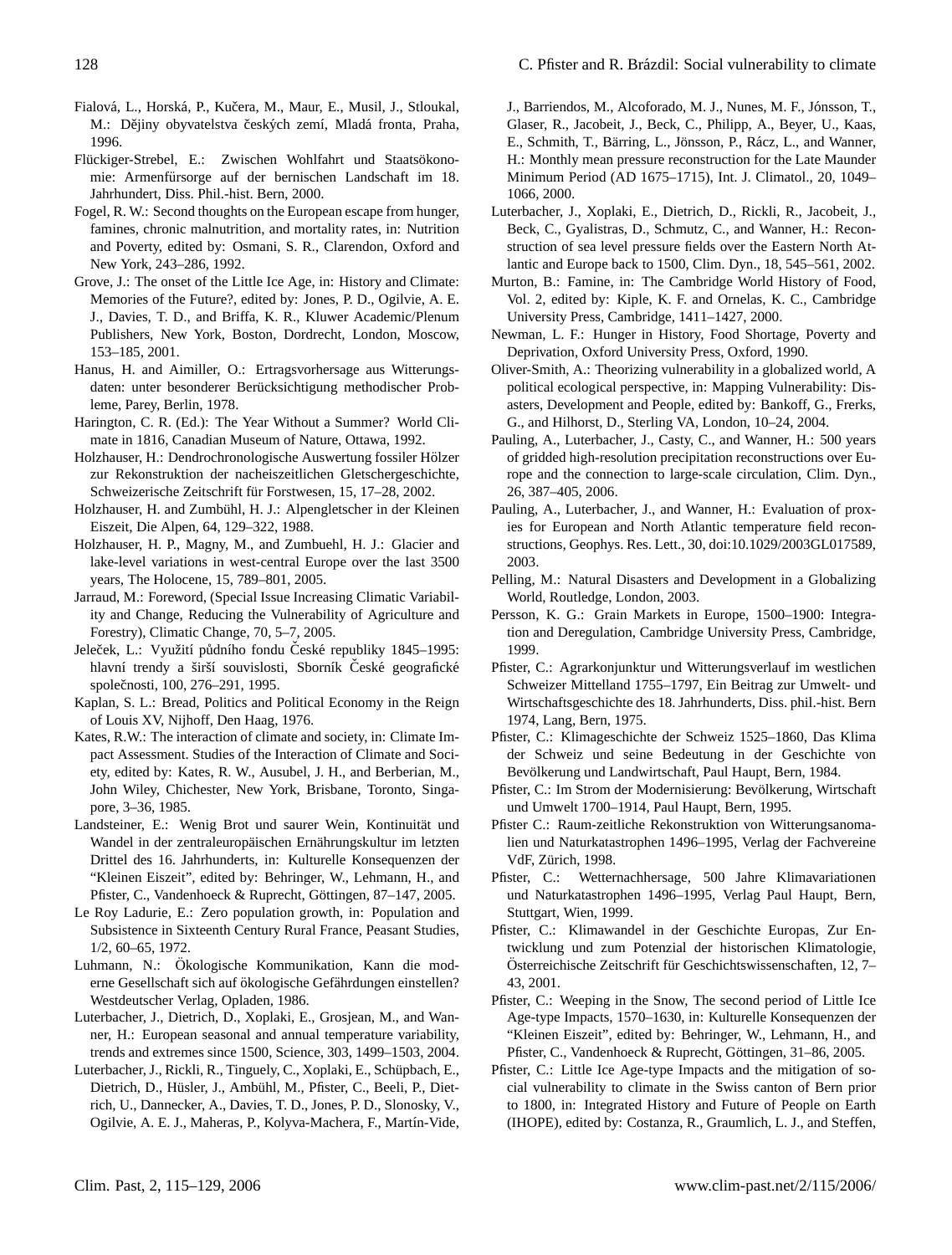Fialová, L., Horská, P., Kučera, M., Maur, E., Musil, J., Stloukal, M.: Dějiny obyvatelstva českých zemí, Mladá fronta, Praha, 1996.

Flückiger-Strebel, E.: Zwischen Wohlfahrt und Staatsökonomie: Armenfürsorge auf der bernischen Landschaft im 18. Jahrhundert, Diss. Phil.-hist. Bern, 2000.

Fogel, R. W.: Second thoughts on the European escape from hunger, famines, chronic malnutrition, and mortality rates, in: Nutrition and Poverty, edited by: Osmani, S. R., Clarendon, Oxford and New York, 243–286, 1992.

Grove, J.: The onset of the Little Ice Age, in: History and Climate: Memories of the Future?, edited by: Jones, P. D., Ogilvie, A. E. J., Davies, T. D., and Briffa, K. R., Kluwer Academic/Plenum Publishers, New York, Boston, Dordrecht, London, Moscow, 153–185, 2001.

Hanus, H. and Aimiller, O.: Ertragsvorhersage aus Witterungsdaten: unter besonderer Berücksichtigung methodischer Probleme, Parey, Berlin, 1978.

Harington, C. R. (Ed.): The Year Without a Summer? World Climate in 1816, Canadian Museum of Nature, Ottawa, 1992.

Holzhauser, H.: Dendrochronologische Auswertung fossiler Hölzer zur Rekonstruktion der nacheiszeitlichen Gletschergeschichte, Schweizerische Zeitschrift für Forstwesen, 15, 17–28, 2002.

Holzhauser, H. and Zumbühl, H. J.: Alpengletscher in der Kleinen Eiszeit, Die Alpen, 64, 129–322, 1988.

Holzhauser, H. P., Magny, M., and Zumbuehl, H. J.: Glacier and lake-level variations in west-central Europe over the last 3500 years, The Holocene, 15, 789–801, 2005.

Jarraud, M.: Foreword, (Special Issue Increasing Climatic Variability and Change, Reducing the Vulnerability of Agriculture and Forestry), Climatic Change, 70, 5–7, 2005.

Jeleček, L.: Využití půdního fondu České republiky 1845–1995: hlavní trendy a širší souvislosti, Sborník České geografické společnosti, 100, 276–291, 1995.

Kaplan, S. L.: Bread, Politics and Political Economy in the Reign of Louis XV, Nijhoff, Den Haag, 1976.

Kates, R.W.: The interaction of climate and society, in: Climate Impact Assessment. Studies of the Interaction of Climate and Society, edited by: Kates, R. W., Ausubel, J. H., and Berberian, M., John Wiley, Chichester, New York, Brisbane, Toronto, Singapore, 3–36, 1985.

Landsteiner, E.: Wenig Brot und saurer Wein, Kontinuität und Wandel in der zentraleuropäischen Ernährungskultur im letzten Drittel des 16. Jahrhunderts, in: Kulturelle Konsequenzen der "Kleinen Eiszeit", edited by: Behringer, W., Lehmann, H., and Pfister, C., Vandenhoeck & Ruprecht, Göttingen, 87–147, 2005.

Le Roy Ladurie, E.: Zero population growth, in: Population and Subsistence in Sixteenth Century Rural France, Peasant Studies, 1/2, 60–65, 1972.

Luhmann, N.: Ökologische Kommunikation, Kann die moderne Gesellschaft sich auf ökologische Gefährdungen einstellen? Westdeutscher Verlag, Opladen, 1986.

Luterbacher, J., Dietrich, D., Xoplaki, E., Grosjean, M., and Wanner, H.: European seasonal and annual temperature variability, trends and extremes since 1500, Science, 303, 1499–1503, 2004.

Luterbacher, J., Rickli, R., Tinguely, C., Xoplaki, E., Schüpbach, E., Dietrich, D., Hüsler, J., Ambühl, M., Pfister, C., Beeli, P., Dietrich, U., Dannecker, A., Davies, T. D., Jones, P. D., Slonosky, V., Ogilvie, A. E. J., Maheras, P., Kolyva-Machera, F., Martín-Vide, J., Barriendos, M., Alcoforado, M. J., Nunes, M. F., Jónsson, T., Glaser, R., Jacobeit, J., Beck, C., Philipp, A., Beyer, U., Kaas, E., Schmith, T., Bärring, L., Jönsson, P., Rácz, L., and Wanner, H.: Monthly mean pressure reconstruction for the Late Maunder Minimum Period (AD 1675–1715), Int. J. Climatol., 20, 1049–1066, 2000.

Luterbacher, J., Xoplaki, E., Dietrich, D., Rickli, R., Jacobeit, J., Beck, C., Gyalistras, D., Schmutz, C., and Wanner, H.: Reconstruction of sea level pressure fields over the Eastern North Atlantic and Europe back to 1500, Clim. Dyn., 18, 545–561, 2002.

Murton, B.: Famine, in: The Cambridge World History of Food, Vol. 2, edited by: Kiple, K. F. and Ornelas, K. C., Cambridge University Press, Cambridge, 1411–1427, 2000.

Newman, L. F.: Hunger in History, Food Shortage, Poverty and Deprivation, Oxford University Press, Oxford, 1990.

Oliver-Smith, A.: Theorizing vulnerability in a globalized world, A political ecological perspective, in: Mapping Vulnerability: Disasters, Development and People, edited by: Bankoff, G., Frerks, G., and Hilhorst, D., Sterling VA, London, 10–24, 2004.

Pauling, A., Luterbacher, J., Casty, C., and Wanner, H.: 500 years of gridded high-resolution precipitation reconstructions over Europe and the connection to large-scale circulation, Clim. Dyn., 26, 387–405, 2006.

Pauling, A., Luterbacher, J., and Wanner, H.: Evaluation of proxies for European and North Atlantic temperature field reconstructions, Geophys. Res. Lett., 30, doi:10.1029/2003GL017589, 2003.

Pelling, M.: Natural Disasters and Development in a Globalizing World, Routledge, London, 2003.

Persson, K. G.: Grain Markets in Europe, 1500–1900: Integration and Deregulation, Cambridge University Press, Cambridge, 1999.

Pfister, C.: Agrarkonjunktur und Witterungsverlauf im westlichen Schweizer Mittelland 1755–1797, Ein Beitrag zur Umwelt- und Wirtschaftsgeschichte des 18. Jahrhunderts, Diss. phil.-hist. Bern 1974, Lang, Bern, 1975.

Pfister, C.: Klimageschichte der Schweiz 1525–1860, Das Klima der Schweiz und seine Bedeutung in der Geschichte von Bevölkerung und Landwirtschaft, Paul Haupt, Bern, 1984.

Pfister, C.: Im Strom der Modernisierung: Bevölkerung, Wirtschaft und Umwelt 1700–1914, Paul Haupt, Bern, 1995.

Pfister C.: Raum-zeitliche Rekonstruktion von Witterungsanomalien und Naturkatastrophen 1496–1995, Verlag der Fachvereine VdF, Zürich, 1998.

Pfister, C.: Wetternachhersage, 500 Jahre Klimavariationen und Naturkatastrophen 1496–1995, Verlag Paul Haupt, Bern, Stuttgart, Wien, 1999.

Pfister, C.: Klimawandel in der Geschichte Europas, Zur Entwicklung und zum Potenzial der historischen Klimatologie, Österreichische Zeitschrift für Geschichtswissenschaften, 12, 7–43, 2001.

Pfister, C.: Weeping in the Snow, The second period of Little Ice Age-type Impacts, 1570–1630, in: Kulturelle Konsequenzen der "Kleinen Eiszeit", edited by: Behringer, W., Lehmann, H., and Pfister, C., Vandenhoeck & Ruprecht, Göttingen, 31–86, 2005.

Pfister, C.: Little Ice Age-type Impacts and the mitigation of social vulnerability to climate in the Swiss canton of Bern prior to 1800, in: Integrated History and Future of People on Earth (IHOPE), edited by: Costanza, R., Graumlich, L. J., and Steffen,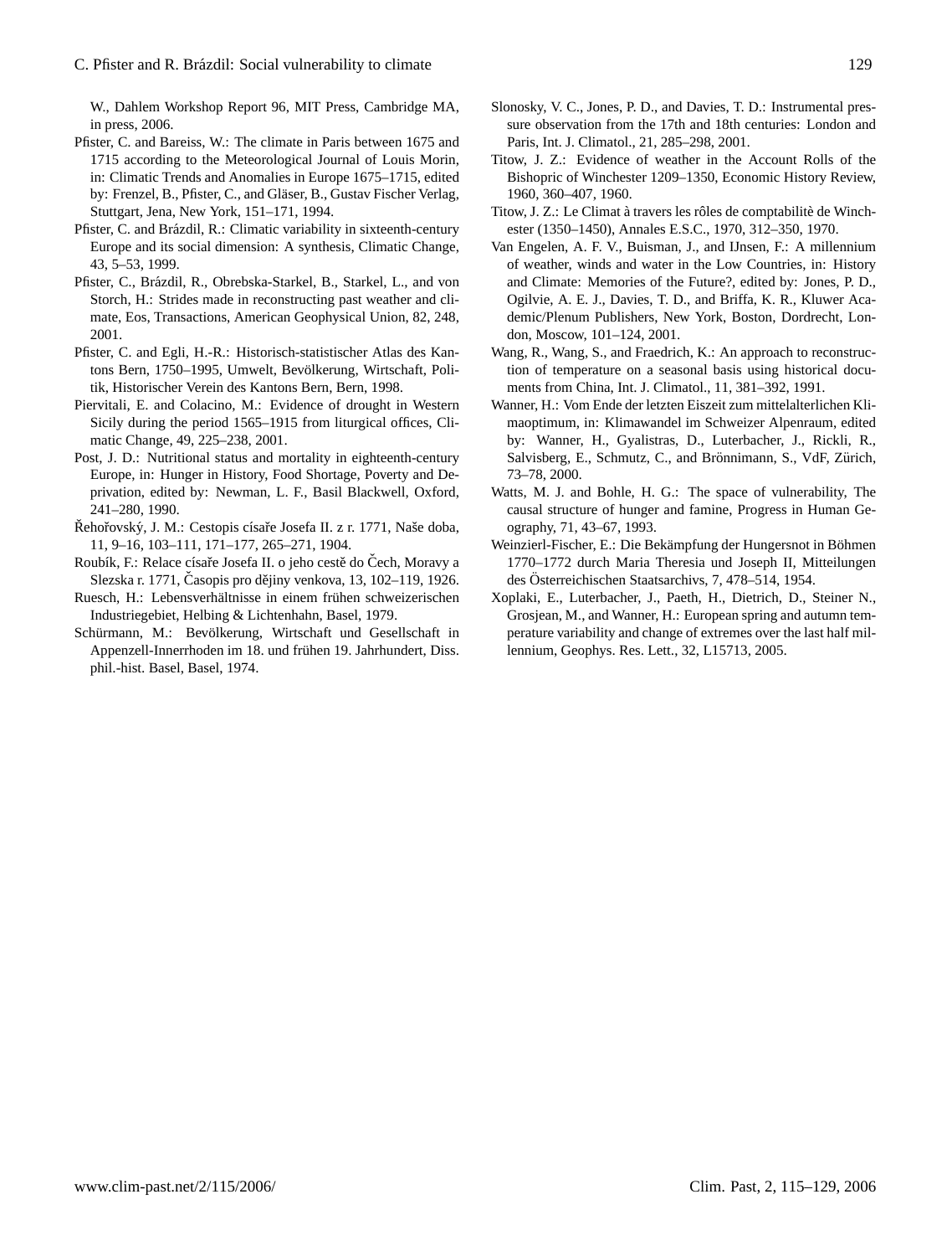W., Dahlem Workshop Report 96, MIT Press, Cambridge MA, in press, 2006.

Pfister, C. and Bareiss, W.: The climate in Paris between 1675 and 1715 according to the Meteorological Journal of Louis Morin, in: Climatic Trends and Anomalies in Europe 1675–1715, edited by: Frenzel, B., Pfister, C., and Gläser, B., Gustav Fischer Verlag, Stuttgart, Jena, New York, 151–171, 1994.

Pfister, C. and Brázdil, R.: Climatic variability in sixteenth-century Europe and its social dimension: A synthesis, Climatic Change, 43, 5–53, 1999.

Pfister, C., Brázdil, R., Obrebska-Starkel, B., Starkel, L., and von Storch, H.: Strides made in reconstructing past weather and climate, Eos, Transactions, American Geophysical Union, 82, 248, 2001.

Pfister, C. and Egli, H.-R.: Historisch-statistischer Atlas des Kantons Bern, 1750–1995, Umwelt, Bevölkerung, Wirtschaft, Politik, Historischer Verein des Kantons Bern, Bern, 1998.

Piervitali, E. and Colacino, M.: Evidence of drought in Western Sicily during the period 1565–1915 from liturgical offices, Climatic Change, 49, 225–238, 2001.

Post, J. D.: Nutritional status and mortality in eighteenth-century Europe, in: Hunger in History, Food Shortage, Poverty and Deprivation, edited by: Newman, L. F., Basil Blackwell, Oxford, 241–280, 1990.

Řehořovský, J. M.: Cestopis císaře Josefa II. z r. 1771, Naše doba, 11, 9–16, 103–111, 171–177, 265–271, 1904.

Roubík, F.: Relace císaře Josefa II. o jeho cestě do Čech, Moravy a Slezska r. 1771, Časopis pro dějiny venkova, 13, 102–119, 1926.

Ruesch, H.: Lebensverhältnisse in einem frühen schweizerischen Industriegebiet, Helbing & Lichtenhahn, Basel, 1979.

Schürmann, M.: Bevölkerung, Wirtschaft und Gesellschaft in Appenzell-Innerrhoden im 18. und frühen 19. Jahrhundert, Diss. phil.-hist. Basel, Basel, 1974.

Slonosky, V. C., Jones, P. D., and Davies, T. D.: Instrumental pressure observation from the 17th and 18th centuries: London and Paris, Int. J. Climatol., 21, 285–298, 2001.

Titow, J. Z.: Evidence of weather in the Account Rolls of the Bishopric of Winchester 1209–1350, Economic History Review, 1960, 360–407, 1960.

Titow, J. Z.: Le Climat à travers les rôles de comptabilitè de Winchester (1350–1450), Annales E.S.C., 1970, 312–350, 1970.

Van Engelen, A. F. V., Buisman, J., and IJnsen, F.: A millennium of weather, winds and water in the Low Countries, in: History and Climate: Memories of the Future?, edited by: Jones, P. D., Ogilvie, A. E. J., Davies, T. D., and Briffa, K. R., Kluwer Academic/Plenum Publishers, New York, Boston, Dordrecht, London, Moscow, 101–124, 2001.

Wang, R., Wang, S., and Fraedrich, K.: An approach to reconstruction of temperature on a seasonal basis using historical documents from China, Int. J. Climatol., 11, 381–392, 1991.

Wanner, H.: Vom Ende der letzten Eiszeit zum mittelalterlichen Klimaoptimum, in: Klimawandel im Schweizer Alpenraum, edited by: Wanner, H., Gyalistras, D., Luterbacher, J., Rickli, R., Salvisberg, E., Schmutz, C., and Brönnimann, S., VdF, Zürich, 73–78, 2000.

Watts, M. J. and Bohle, H. G.: The space of vulnerability, The causal structure of hunger and famine, Progress in Human Geography, 71, 43–67, 1993.

Weinzierl-Fischer, E.: Die Bekämpfung der Hungersnot in Böhmen 1770–1772 durch Maria Theresia und Joseph II, Mitteilungen des Österreichischen Staatsarchivs, 7, 478–514, 1954.

Xoplaki, E., Luterbacher, J., Paeth, H., Dietrich, D., Steiner N., Grosjean, M., and Wanner, H.: European spring and autumn temperature variability and change of extremes over the last half millennium, Geophys. Res. Lett., 32, L15713, 2005.